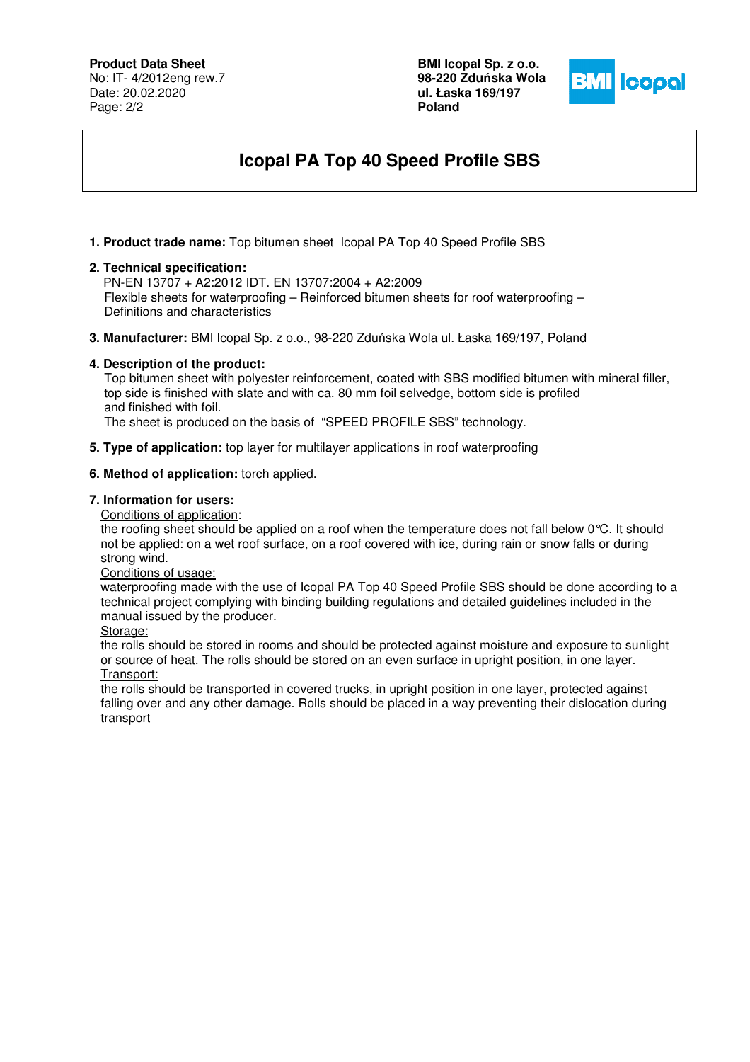**Product Data Sheet**
No: IT- 4/2012eng rew.7
Date: 20.02.2020

**BMI Icopal Sp. z o.o.**
**98-220 Zduńska Wola**
**ul. Łaska 169/197**
**Poland**

# Icopal PA Top 40 Speed Profile SBS

1. **Product trade name:** Top bitumen sheet Icopal PA Top 40 Speed Profile SBS

2. **Technical specification:**
   PN-EN 13707 + A2:2012 IDT. EN 13707:2004 + A2:2009
   Flexible sheets for waterproofing – Reinforced bitumen sheets for roof waterproofing – Definitions and characteristics

3. **Manufacturer:** BMI Icopal Sp. z o.o., 98-220 Zduńska Wola ul. Łaska 169/197, Poland

4. **Description of the product:**
   Top bitumen sheet with polyester reinforcement, coated with SBS modified bitumen with mineral filler, top side is finished with slate and with ca. 80 mm foil selvedge, bottom side is profiled and finished with foil.
   The sheet is produced on the basis of "SPEED PROFILE SBS" technology.

5. **Type of application:** top layer for multilayer applications in roof waterproofing

6. **Method of application:** torch applied.

7. **Information for users:**

   Conditions of application:
   the roofing sheet should be applied on a roof when the temperature does not fall below 0℃. It should not be applied: on a wet roof surface, on a roof covered with ice, during rain or snow falls or during strong wind.

   Conditions of usage:
   waterproofing made with the use of Icopal PA Top 40 Speed Profile SBS should be done according to a technical project complying with binding building regulations and detailed guidelines included in the manual issued by the producer.

   Storage:
   the rolls should be stored in rooms and should be protected against moisture and exposure to sunlight or source of heat. The rolls should be stored on an even surface in upright position, in one layer.

   Transport:
   the rolls should be transported in covered trucks, in upright position in one layer, protected against falling over and any other damage. Rolls should be placed in a way preventing their dislocation during transport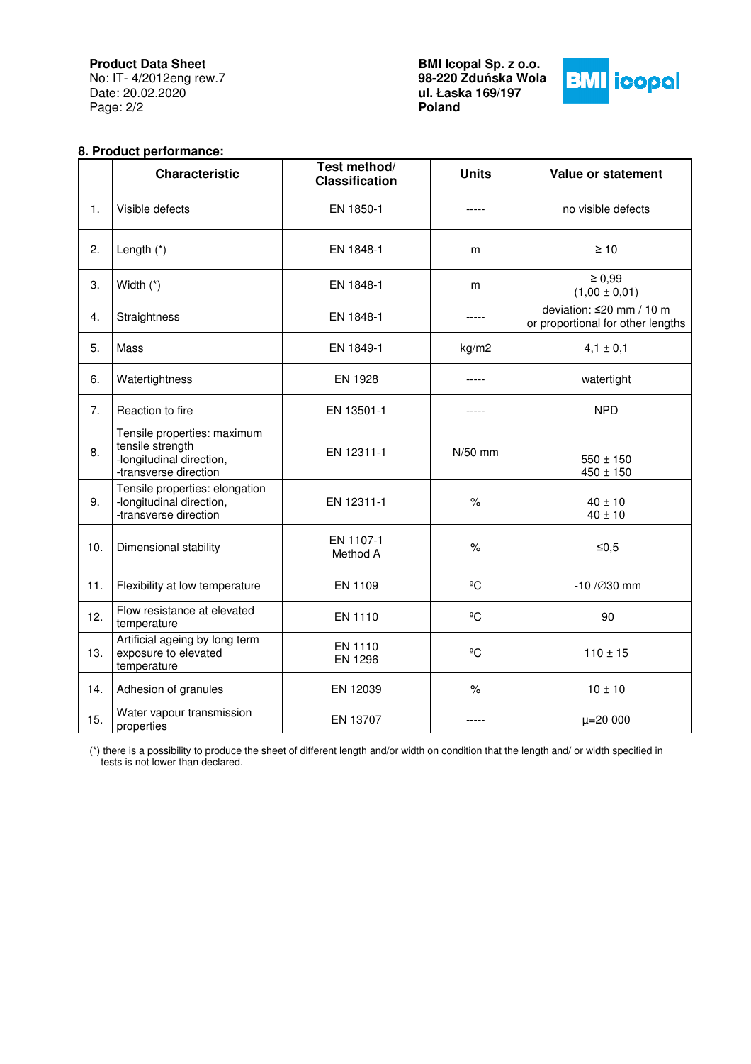**Product Data Sheet**
No: IT- 4/2012eng rew.7
Date: 20.02.2020
Page: 2/2

**BMI Icopal Sp. z o.o.**
**98-220 Zduńska Wola**
**ul. Łaska 169/197**
**Poland**

## 8. Product performance:

| | Characteristic | Test method/ Classification | Units | Value or statement |
|---|---|---|---|---|
| 1. | Visible defects | EN 1850-1 | ----- | no visible defects |
| 2. | Length (*) | EN 1848-1 | m | ≥ 10 |
| 3. | Width (*) | EN 1848-1 | m | ≥ 0,99 (1,00 ± 0,01) |
| 4. | Straightness | EN 1848-1 | ----- | deviation: ≤20 mm / 10 m or proportional for other lengths |
| 5. | Mass | EN 1849-1 | kg/m2 | 4,1 ± 0,1 |
| 6. | Watertightness | EN 1928 | ----- | watertight |
| 7. | Reaction to fire | EN 13501-1 | ----- | NPD |
| 8. | Tensile properties: maximum tensile strength -longitudinal direction, -transverse direction | EN 12311-1 | N/50 mm | 550 ± 150<br>450 ± 150 |
| 9. | Tensile properties: elongation -longitudinal direction, -transverse direction | EN 12311-1 | % | 40 ± 10<br>40 ± 10 |
| 10. | Dimensional stability | EN 1107-1 Method A | % | ≤0,5 |
| 11. | Flexibility at low temperature | EN 1109 | ºC | -10 /∅30 mm |
| 12. | Flow resistance at elevated temperature | EN 1110 | ºC | 90 |
| 13. | Artificial ageing by long term exposure to elevated temperature | EN 1110<br>EN 1296 | ºC | 110 ± 15 |
| 14. | Adhesion of granules | EN 12039 | % | 10 ± 10 |
| 15. | Water vapour transmission properties | EN 13707 | ----- | μ=20 000 |

(*) there is a possibility to produce the sheet of different length and/or width on condition that the length and/ or width specified in tests is not lower than declared.